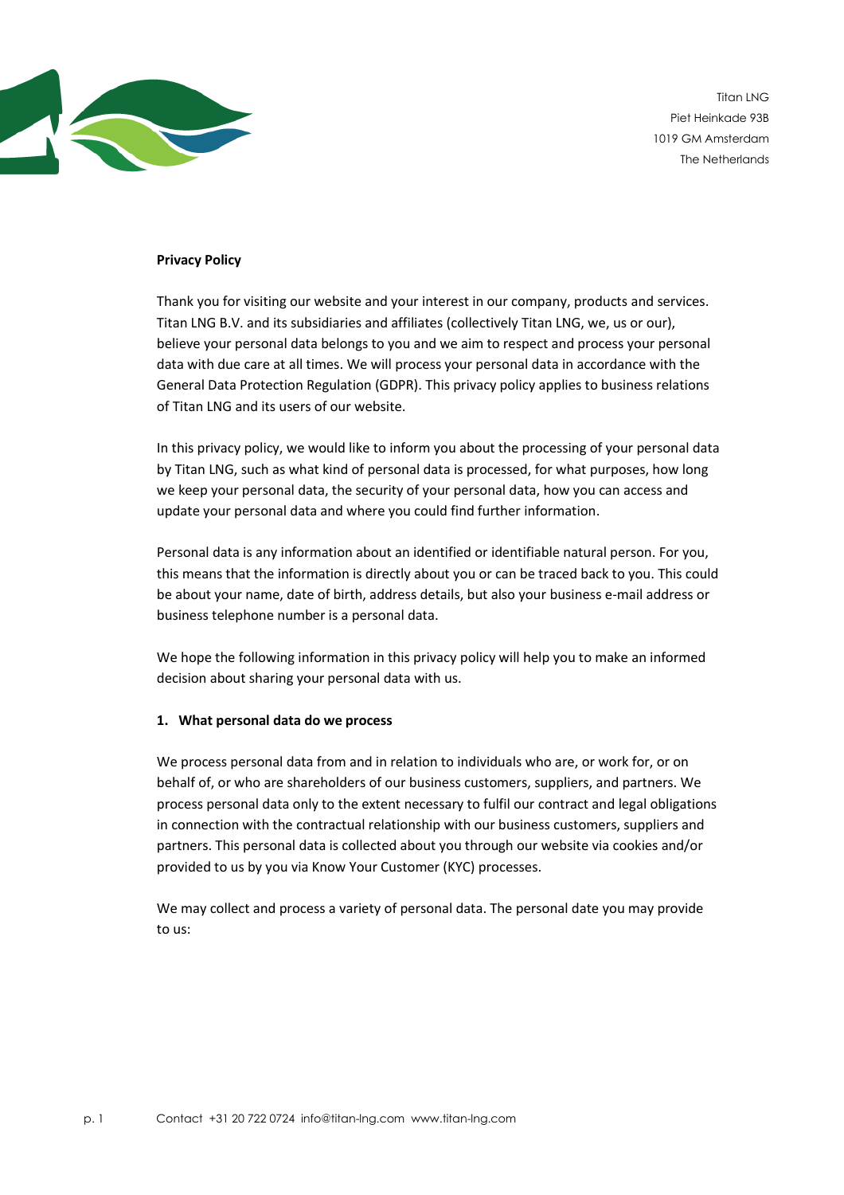Titan LNG
Piet Heinkade 93B
1019 GM Amsterdam
The Netherlands

**Privacy Policy**

Thank you for visiting our website and your interest in our company, products and services. Titan LNG B.V. and its subsidiaries and affiliates (collectively Titan LNG, we, us or our), believe your personal data belongs to you and we aim to respect and process your personal data with due care at all times. We will process your personal data in accordance with the General Data Protection Regulation (GDPR). This privacy policy applies to business relations of Titan LNG and its users of our website.

In this privacy policy, we would like to inform you about the processing of your personal data by Titan LNG, such as what kind of personal data is processed, for what purposes, how long we keep your personal data, the security of your personal data, how you can access and update your personal data and where you could find further information.

Personal data is any information about an identified or identifiable natural person. For you, this means that the information is directly about you or can be traced back to you. This could be about your name, date of birth, address details, but also your business e-mail address or business telephone number is a personal data.

We hope the following information in this privacy policy will help you to make an informed decision about sharing your personal data with us.

**1. What personal data do we process**

We process personal data from and in relation to individuals who are, or work for, or on behalf of, or who are shareholders of our business customers, suppliers, and partners. We process personal data only to the extent necessary to fulfil our contract and legal obligations in connection with the contractual relationship with our business customers, suppliers and partners. This personal data is collected about you through our website via cookies and/or provided to us by you via Know Your Customer (KYC) processes.

We may collect and process a variety of personal data. The personal date you may provide to us: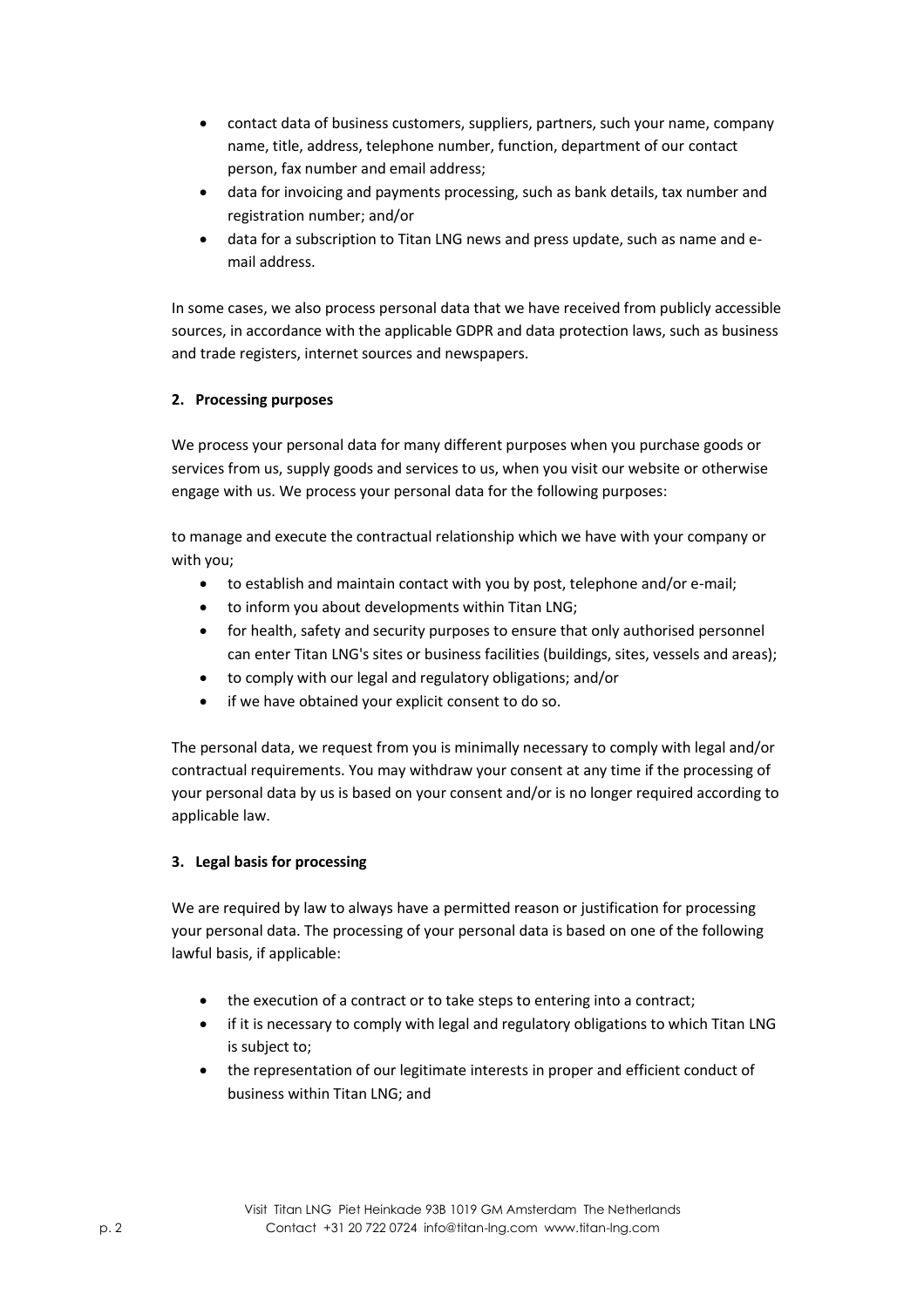- contact data of business customers, suppliers, partners, such your name, company name, title, address, telephone number, function, department of our contact person, fax number and email address;
- data for invoicing and payments processing, such as bank details, tax number and registration number; and/or
- data for a subscription to Titan LNG news and press update, such as name and e-mail address.

In some cases, we also process personal data that we have received from publicly accessible sources, in accordance with the applicable GDPR and data protection laws, such as business and trade registers, internet sources and newspapers.

**2. Processing purposes**

We process your personal data for many different purposes when you purchase goods or services from us, supply goods and services to us, when you visit our website or otherwise engage with us. We process your personal data for the following purposes:

to manage and execute the contractual relationship which we have with your company or with you;

- to establish and maintain contact with you by post, telephone and/or e-mail;
- to inform you about developments within Titan LNG;
- for health, safety and security purposes to ensure that only authorised personnel can enter Titan LNG's sites or business facilities (buildings, sites, vessels and areas);
- to comply with our legal and regulatory obligations; and/or
- if we have obtained your explicit consent to do so.

The personal data, we request from you is minimally necessary to comply with legal and/or contractual requirements. You may withdraw your consent at any time if the processing of your personal data by us is based on your consent and/or is no longer required according to applicable law.

**3. Legal basis for processing**

We are required by law to always have a permitted reason or justification for processing your personal data. The processing of your personal data is based on one of the following lawful basis, if applicable:

- the execution of a contract or to take steps to entering into a contract;
- if it is necessary to comply with legal and regulatory obligations to which Titan LNG is subject to;
- the representation of our legitimate interests in proper and efficient conduct of business within Titan LNG; and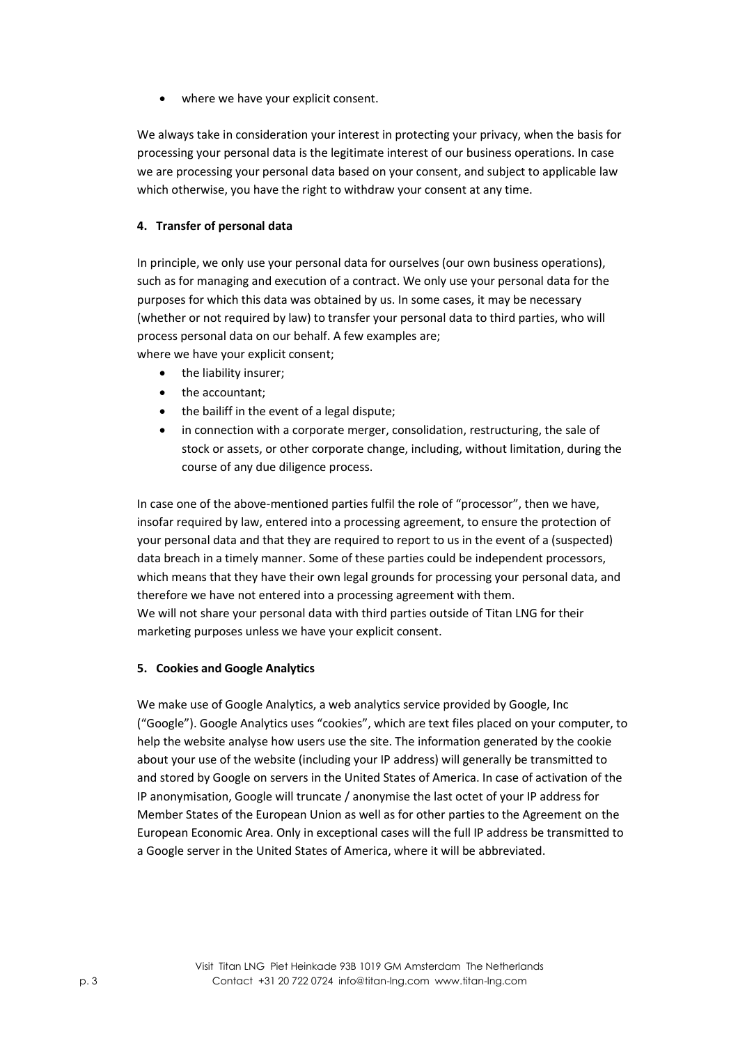- where we have your explicit consent.

We always take in consideration your interest in protecting your privacy, when the basis for processing your personal data is the legitimate interest of our business operations. In case we are processing your personal data based on your consent, and subject to applicable law which otherwise, you have the right to withdraw your consent at any time.

**4. Transfer of personal data**

In principle, we only use your personal data for ourselves (our own business operations), such as for managing and execution of a contract. We only use your personal data for the purposes for which this data was obtained by us. In some cases, it may be necessary (whether or not required by law) to transfer your personal data to third parties, who will process personal data on our behalf. A few examples are;
where we have your explicit consent;

- the liability insurer;
- the accountant;
- the bailiff in the event of a legal dispute;
- in connection with a corporate merger, consolidation, restructuring, the sale of stock or assets, or other corporate change, including, without limitation, during the course of any due diligence process.

In case one of the above-mentioned parties fulfil the role of "processor", then we have, insofar required by law, entered into a processing agreement, to ensure the protection of your personal data and that they are required to report to us in the event of a (suspected) data breach in a timely manner. Some of these parties could be independent processors, which means that they have their own legal grounds for processing your personal data, and therefore we have not entered into a processing agreement with them.
We will not share your personal data with third parties outside of Titan LNG for their marketing purposes unless we have your explicit consent.

**5. Cookies and Google Analytics**

We make use of Google Analytics, a web analytics service provided by Google, Inc ("Google"). Google Analytics uses "cookies", which are text files placed on your computer, to help the website analyse how users use the site. The information generated by the cookie about your use of the website (including your IP address) will generally be transmitted to and stored by Google on servers in the United States of America. In case of activation of the IP anonymisation, Google will truncate / anonymise the last octet of your IP address for Member States of the European Union as well as for other parties to the Agreement on the European Economic Area. Only in exceptional cases will the full IP address be transmitted to a Google server in the United States of America, where it will be abbreviated.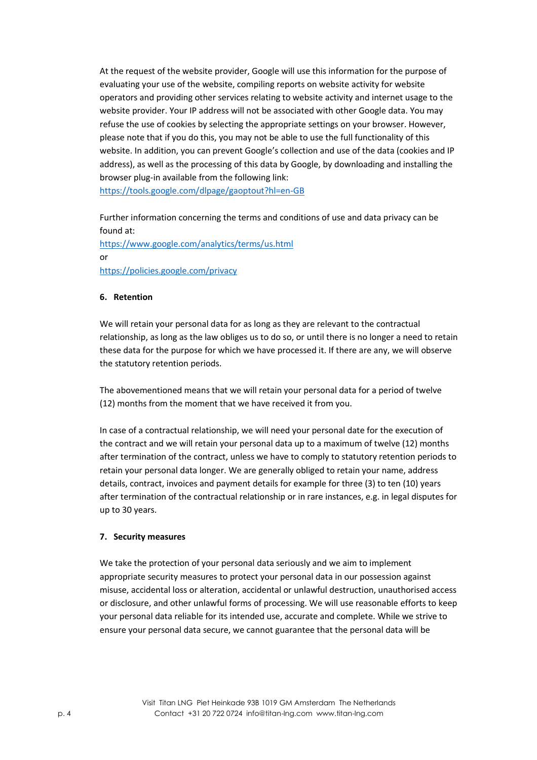At the request of the website provider, Google will use this information for the purpose of evaluating your use of the website, compiling reports on website activity for website operators and providing other services relating to website activity and internet usage to the website provider. Your IP address will not be associated with other Google data. You may refuse the use of cookies by selecting the appropriate settings on your browser. However, please note that if you do this, you may not be able to use the full functionality of this website. In addition, you can prevent Google's collection and use of the data (cookies and IP address), as well as the processing of this data by Google, by downloading and installing the browser plug-in available from the following link:
https://tools.google.com/dlpage/gaoptout?hl=en-GB

Further information concerning the terms and conditions of use and data privacy can be found at:
https://www.google.com/analytics/terms/us.html
or
https://policies.google.com/privacy

## 6. Retention

We will retain your personal data for as long as they are relevant to the contractual relationship, as long as the law obliges us to do so, or until there is no longer a need to retain these data for the purpose for which we have processed it. If there are any, we will observe the statutory retention periods.

The abovementioned means that we will retain your personal data for a period of twelve (12) months from the moment that we have received it from you.

In case of a contractual relationship, we will need your personal date for the execution of the contract and we will retain your personal data up to a maximum of twelve (12) months after termination of the contract, unless we have to comply to statutory retention periods to retain your personal data longer. We are generally obliged to retain your name, address details, contract, invoices and payment details for example for three (3) to ten (10) years after termination of the contractual relationship or in rare instances, e.g. in legal disputes for up to 30 years.

## 7. Security measures

We take the protection of your personal data seriously and we aim to implement appropriate security measures to protect your personal data in our possession against misuse, accidental loss or alteration, accidental or unlawful destruction, unauthorised access or disclosure, and other unlawful forms of processing. We will use reasonable efforts to keep your personal data reliable for its intended use, accurate and complete. While we strive to ensure your personal data secure, we cannot guarantee that the personal data will be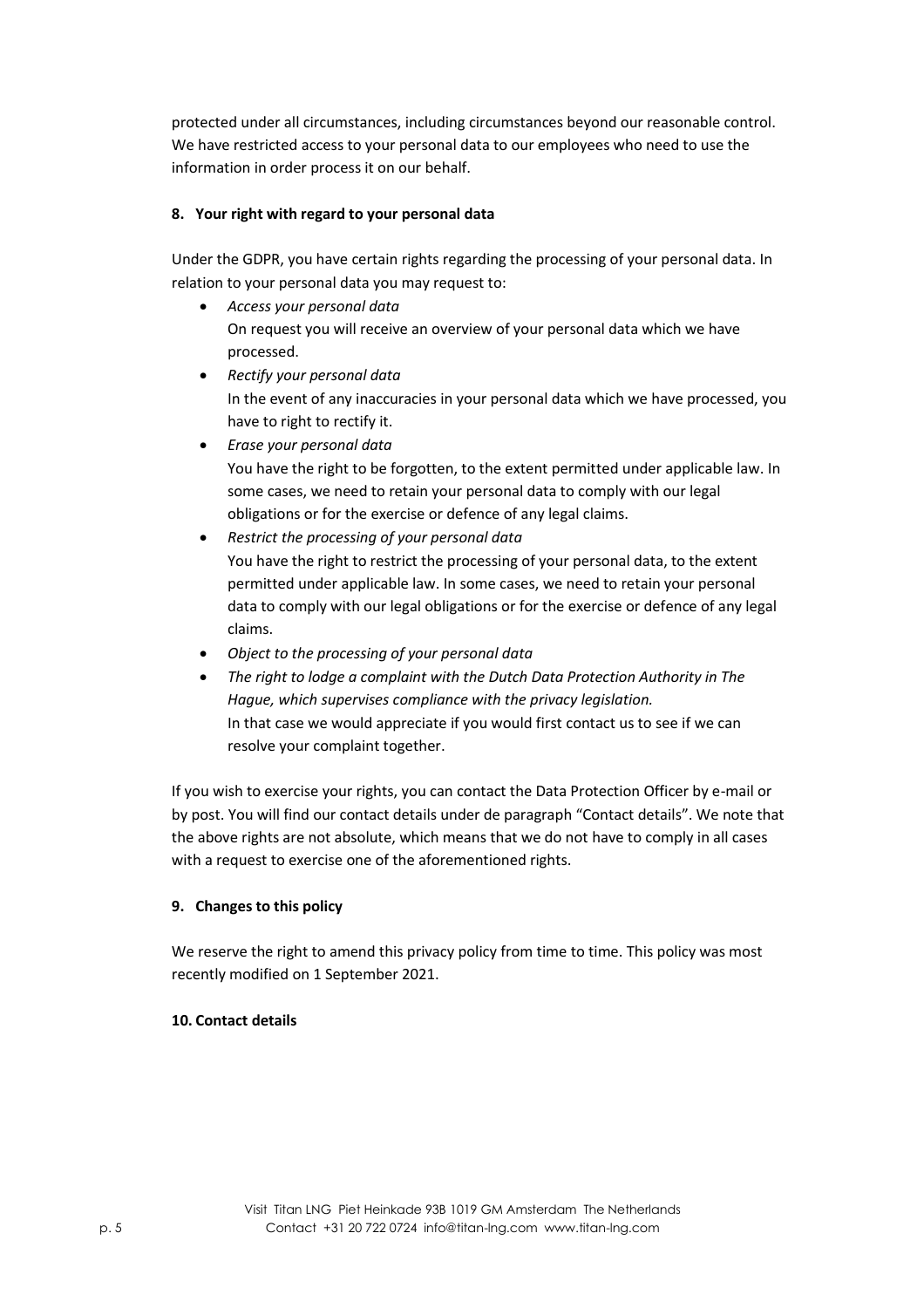protected under all circumstances, including circumstances beyond our reasonable control. We have restricted access to your personal data to our employees who need to use the information in order process it on our behalf.

**8. Your right with regard to your personal data**

Under the GDPR, you have certain rights regarding the processing of your personal data. In relation to your personal data you may request to:

- *Access your personal data*
  On request you will receive an overview of your personal data which we have processed.
- *Rectify your personal data*
  In the event of any inaccuracies in your personal data which we have processed, you have to right to rectify it.
- *Erase your personal data*
  You have the right to be forgotten, to the extent permitted under applicable law. In some cases, we need to retain your personal data to comply with our legal obligations or for the exercise or defence of any legal claims.
- *Restrict the processing of your personal data*
  You have the right to restrict the processing of your personal data, to the extent permitted under applicable law. In some cases, we need to retain your personal data to comply with our legal obligations or for the exercise or defence of any legal claims.
- *Object to the processing of your personal data*
- *The right to lodge a complaint with the Dutch Data Protection Authority in The Hague, which supervises compliance with the privacy legislation.*
  In that case we would appreciate if you would first contact us to see if we can resolve your complaint together.

If you wish to exercise your rights, you can contact the Data Protection Officer by e-mail or by post. You will find our contact details under de paragraph "Contact details". We note that the above rights are not absolute, which means that we do not have to comply in all cases with a request to exercise one of the aforementioned rights.

**9. Changes to this policy**

We reserve the right to amend this privacy policy from time to time. This policy was most recently modified on 1 September 2021.

**10. Contact details**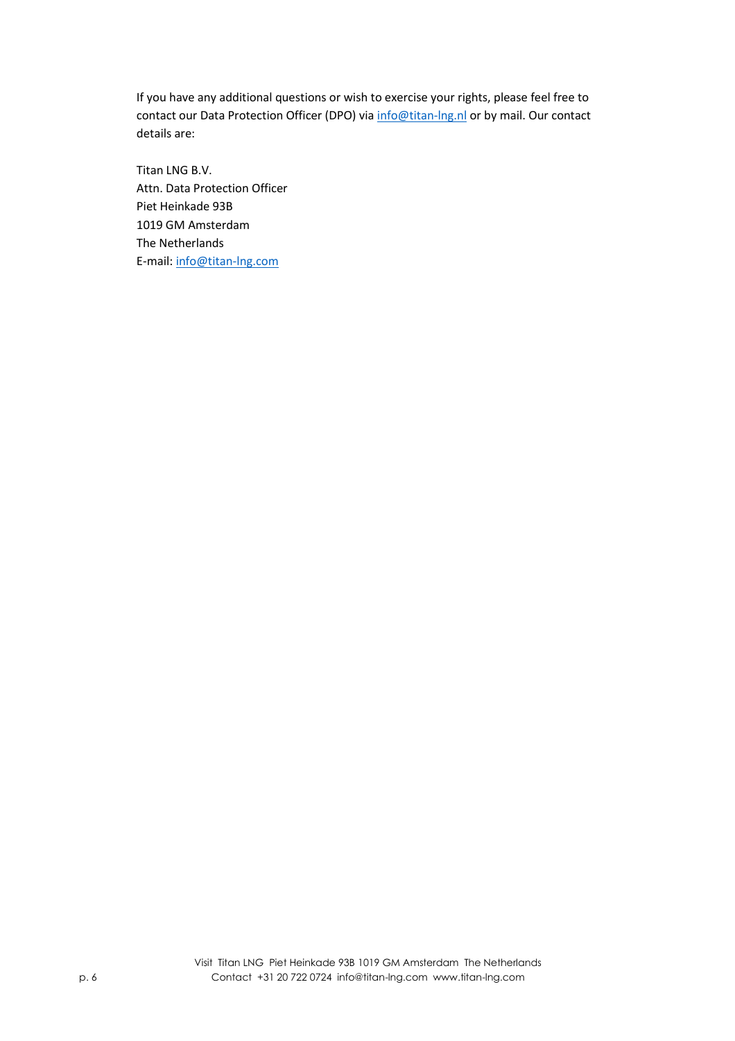If you have any additional questions or wish to exercise your rights, please feel free to contact our Data Protection Officer (DPO) via info@titan-lng.nl or by mail. Our contact details are:

Titan LNG B.V.
Attn. Data Protection Officer
Piet Heinkade 93B
1019 GM Amsterdam
The Netherlands
E-mail: info@titan-lng.com